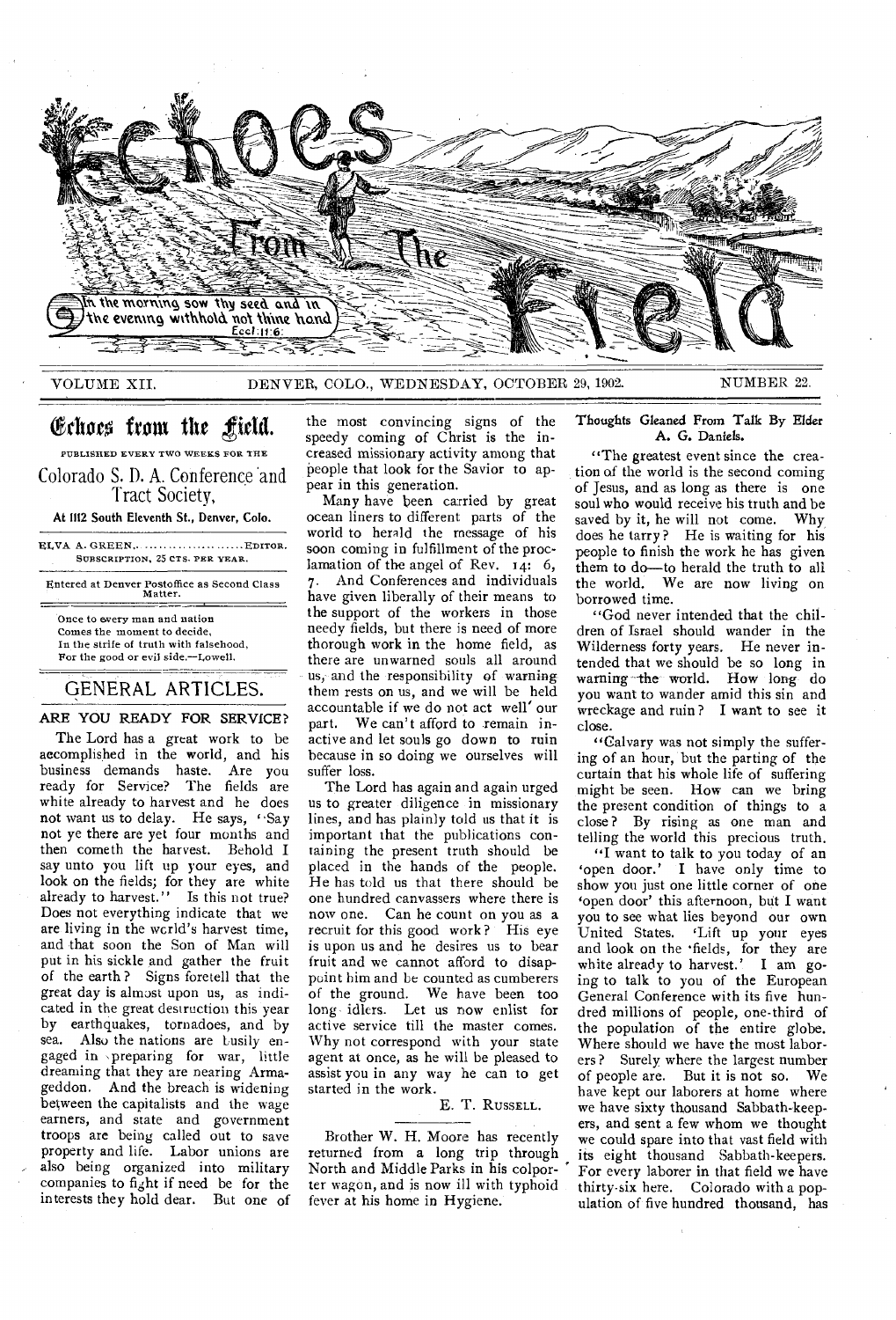# Echoes From The Field

In the morning sow thy seed and in the evening withhold not thine hand Eccl. 11:6.

VOLUME XII. DENVER, COLO., WEDNESDAY, OCTOBER 29, 1902. NUMBER 22.

## Echoes from the Field.

PUBLISHED EVERY TWO WEEKS FOR THE

Colorado S. D. A. Conference and Tract Society,

At 1112 South Eleventh St., Denver, Colo.

ELVA A. GREEN.......................EDITOR.
SUBSCRIPTION, 25 CTS. PER YEAR.

Entered at Denver Postoffice as Second Class Matter.

Once to every man and nation
Comes the moment to decide,
In the strife of truth with falsehood,
For the good or evil side.—Lowell.

## GENERAL ARTICLES.

### ARE YOU READY FOR SERVICE?

The Lord has a great work to be accomplished in the world, and his business demands haste. Are you ready for Service? The fields are white already to harvest and he does not want us to delay. He says, "Say not ye there are yet four months and then cometh the harvest. Behold I say unto you lift up your eyes, and look on the fields; for they are white already to harvest." Is this not true? Does not everything indicate that we are living in the world's harvest time, and that soon the Son of Man will put in his sickle and gather the fruit of the earth? Signs foretell that the great day is almost upon us, as indicated in the great destruction this year by earthquakes, tornadoes, and by sea. Also the nations are busily engaged in preparing for war, little dreaming that they are nearing Armageddon. And the breach is widening between the capitalists and the wage earners, and state and government troops are being called out to save property and life. Labor unions are also being organized into military companies to fight if need be for the interests they hold dear. But one of the most convincing signs of the speedy coming of Christ is the increased missionary activity among that people that look for the Savior to appear in this generation.

Many have been carried by great ocean liners to different parts of the world to herald the message of his soon coming in fulfillment of the proclamation of the angel of Rev. 14: 6, 7. And Conferences and individuals have given liberally of their means to the support of the workers in those needy fields, but there is need of more thorough work in the home field, as there are unwarned souls all around us, and the responsibility of warning them rests on us, and we will be held accountable if we do not act well our part. We can't afford to remain inactive and let souls go down to ruin because in so doing we ourselves will suffer loss.

The Lord has again and again urged us to greater diligence in missionary lines, and has plainly told us that it is important that the publications containing the present truth should be placed in the hands of the people. He has told us that there should be one hundred canvassers where there is now one. Can he count on you as a recruit for this good work? His eye is upon us and he desires us to bear fruit and we cannot afford to disappoint him and be counted as cumberers of the ground. We have been too long idlers. Let us now enlist for active service till the master comes. Why not correspond with your state agent at once, as he will be pleased to assist you in any way he can to get started in the work.

E. T. RUSSELL.

---

Brother W. H. Moore has recently returned from a long trip through North and Middle Parks in his colporter wagon, and is now ill with typhoid fever at his home in Hygiene.

### Thoughts Gleaned From Talk By Elder A. G. Daniels.

"The greatest event since the creation of the world is the second coming of Jesus, and as long as there is one soul who would receive his truth and be saved by it, he will not come. Why does he tarry? He is waiting for his people to finish the work he has given them to do—to herald the truth to all the world. We are now living on borrowed time.

"God never intended that the children of Israel should wander in the Wilderness forty years. He never intended that we should be so long in warning the world. How long do you want to wander amid this sin and wreckage and ruin? I want to see it close.

"Calvary was not simply the suffering of an hour, but the parting of the curtain that his whole life of suffering might be seen. How can we bring the present condition of things to a close? By rising as one man and telling the world this precious truth.

"I want to talk to you today of an 'open door.' I have only time to show you just one little corner of one 'open door' this afternoon, but I want you to see what lies beyond our own United States. 'Lift up your eyes and look on the 'fields, for they are white already to harvest.' I am going to talk to you of the European General Conference with its five hundred millions of people, one-third of the population of the entire globe. Where should we have the most laborers? Surely where the largest number of people are. But it is not so. We have kept our laborers at home where we have sixty thousand Sabbath-keepers, and sent a few whom we thought we could spare into that vast field with its eight thousand Sabbath-keepers. For every laborer in that field we have thirty-six here. Colorado with a population of five hundred thousand, has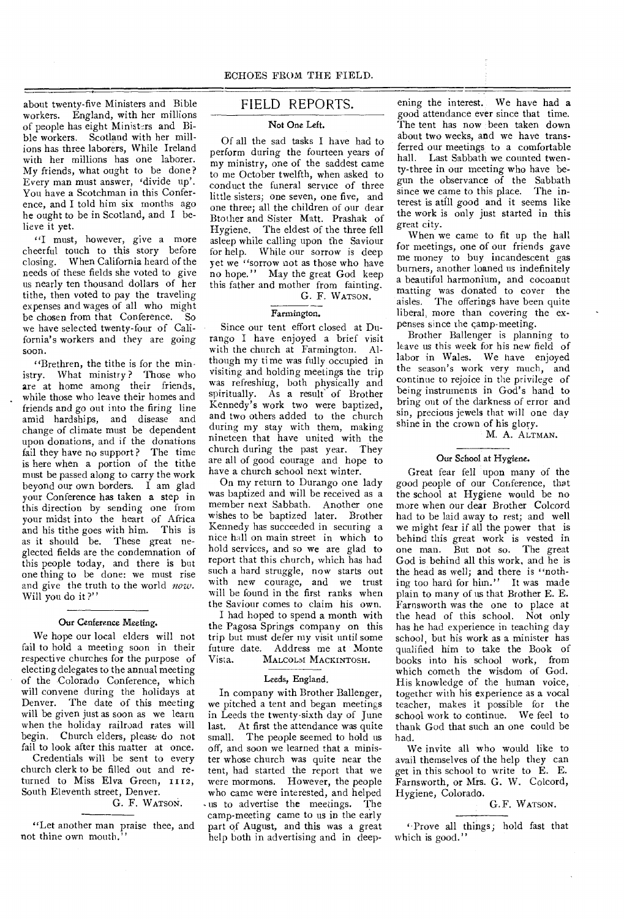about twenty-five Ministers and Bible workers. England, with her millions of people has eight Ministers and Bible workers. Scotland with her millions has three laborers, While Ireland with her millions has one laborer. My friends, what ought to be done? Every man must answer, 'divide up'. You have a Scotchman in this Conference, and I told him six months ago he ought to be in Scotland, and I believe it yet.

"I must, however, give a more cheerful touch to this story before closing. When California heard of the needs of these fields she voted to give us nearly ten thousand dollars of her tithe, then voted to pay the traveling expenses and wages of all who might be chosen from that Conference. So we have selected twenty-four of California's workers and they are going soon.

"Brethren, the tithe is for the ministry. What ministry? Those who are at home among their friends, while those who leave their homes and friends and go out into the firing line amid hardships, and disease and change of climate must be dependent upon donations, and if the donations fail they have no support? The time is here when a portion of the tithe must be passed along to carry the work beyond our own borders. I am glad your Conference has taken a step in this direction by sending one from your midst into the heart of Africa and his tithe goes with him. This is as it should be. These great neglected fields are the condemnation of this people today, and there is but one thing to be done: we must rise and give the truth to the world *now*. Will you do it?"

### Our Conference Meeting.

We hope our local elders will not fail to hold a meeting soon in their respective churches for the purpose of electing delegates to the annual meeting of the Colorado Conference, which will convene during the holidays at Denver. The date of this meeting will be given just as soon as we learn when the holiday railroad rates will begin. Church elders, please do not fail to look after this matter at once.

Credentials will be sent to every church clerk to be filled out and returned to Miss Elva Green, 1112, South Eleventh street, Denver.

G. F. WATSON.

"Let another man praise thee, and not thine own mouth."

## FIELD REPORTS.

### Not One Left.

Of all the sad tasks I have had to perform during the fourteen years of my ministry, one of the saddest came to me October twelfth, when asked to conduct the funeral service of three little sisters; one seven, one five, and one three; all the children of our dear Btother and Sister Matt. Prashak of Hygiene. The eldest of the three fell asleep while calling upon the Saviour for help. While our sorrow is deep yet we "sorrow not as those who have no hope." May the great God keep this father and mother from fainting.

G. F. WATSON.

### Farmington.

Since our tent effort closed at Durango I have enjoyed a brief visit with the church at Farmington. Although my time was fully occupied in visiting and holding meetings the trip was refreshing, both physically and spiritually. As a result of Brother Kennedy's work two were baptized, and two others added to the church during my stay with them, making nineteen that have united with the church during the past year. They are all of good courage and hope to have a church school next winter.

On my return to Durango one lady was baptized and will be received as a member next Sabbath. Another one wishes to be baptized later. Brother Kennedy has succeeded in securing a nice hall on main street in which to hold services, and so we are glad to report that this church, which has had such a hard struggle, now starts out with new courage, and we trust will be found in the first ranks when the Saviour comes to claim his own.

I had hoped to spend a month with the Pagosa Springs company on this trip but must defer my visit until some future date. Address me at Monte Vista.

MALCOLM MACKINTOSH.

### Leeds, England.

In company with Brother Ballenger, we pitched a tent and began meetings in Leeds the twenty-sixth day of June last. At first the attendance was quite small. The people seemed to hold us off, and soon we learned that a minister whose church was quite near the tent, had started the report that we were mormons. However, the people who came were interested, and helped us to advertise the meetings. The camp-meeting came to us in the early part of August, and this was a great help both in advertising and in deepening the interest. We have had a good attendance ever since that time. The tent has now been taken down about two weeks, and we have transferred our meetings to a comfortable hall. Last Sabbath we counted twenty-three in our meeting who have begun the observance of the Sabbath since we came to this place. The interest is still good and it seems like the work is only just started in this great city.

When we came to fit up the hall for meetings, one of our friends gave me money to buy incandescent gas burners, another loaned us indefinitely a beautiful harmonium, and cocoanut matting was donated to cover the aisles. The offerings have been quite liberal, more than covering the expenses since the camp-meeting.

Brother Ballenger is planning to leave us this week for his new field of labor in Wales. We have enjoyed the season's work very much, and continue to rejoice in the privilege of being instruments in God's hand to bring out of the darkness of error and sin, precious jewels that will one day shine in the crown of his glory.

M. A. ALTMAN.

### Our School at Hygiene.

Great fear fell upon many of the good people of our Conference, that the school at Hygiene would be no more when our dear Brother Colcord had to be laid away to rest; and well we might fear if all the power that is behind this great work is vested in one man. But not so. The great God is behind all this work, and he is the head as well; and there is "nothing too hard for him." It was made plain to many of us that Brother E. E. Farnsworth was the one to place at the head of this school. Not only has he had experience in teaching day school, but his work as a minister has qualified him to take the Book of books into his school work, from which cometh the wisdom of God. His knowledge of the human voice, together with his experience as a vocal teacher, makes it possible for the school work to continue. We feel to thank God that such an one could be had.

We invite all who would like to avail themselves of the help they can get in this school to write to E. E. Farnsworth, or Mrs. G. W. Colcord, Hygiene, Colorado.

G. F. WATSON.

"Prove all things; hold fast that which is good."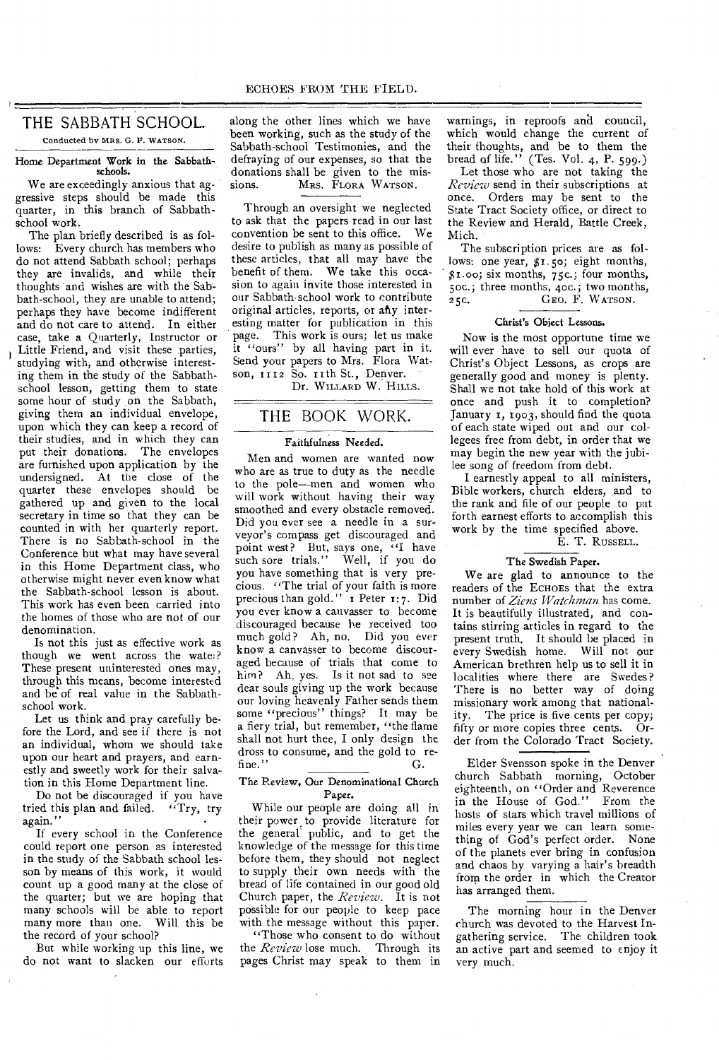## THE SABBATH SCHOOL.

Conducted by MRS. G. F. WATSON.

### Home Department Work in the Sabbath-schools.

We are exceedingly anxious that aggressive steps should be made this quarter, in this branch of Sabbath-school work.

The plan briefly described is as follows: Every church has members who do not attend Sabbath school; perhaps they are invalids, and while their thoughts and wishes are with the Sabbath-school, they are unable to attend; perhaps they have become indifferent and do not care to attend. In either case, take a Quarterly, Instructor or Little Friend, and visit these parties, studying with, and otherwise interesting them in the study of the Sabbath-school lesson, getting them to state some hour of study on the Sabbath, giving them an individual envelope, upon which they can keep a record of their studies, and in which they can put their donations. The envelopes are furnished upon application by the undersigned. At the close of the quarter these envelopes should be gathered up and given to the local secretary in time so that they can be counted in with her quarterly report. There is no Sabbath-school in the Conference but what may have several in this Home Department class, who otherwise might never even know what the Sabbath-school lesson is about. This work has even been carried into the homes of those who are not of our denomination.

Is not this just as effective work as though we went across the water? These present uninterested ones may, through this means, become interested and be of real value in the Sabbath-school work.

Let us think and pray carefully before the Lord, and see if there is not an individual, whom we should take upon our heart and prayers, and earnestly and sweetly work for their salvation in this Home Department line.

Do not be discouraged if you have tried this plan and failed. "Try, try again."

If every school in the Conference could report one person as interested in the study of the Sabbath school lesson by means of this work, it would count up a good many at the close of the quarter; but we are hoping that many schools will be able to report many more than one. Will this be the record of your school?

But while working up this line, we do not want to slacken our efforts along the other lines which we have been working, such as the study of the Sabbath-school Testimonies, and the defraying of our expenses, so that the donations shall be given to the missions.

MRS. FLORA WATSON.

---

Through an oversight we neglected to ask that the papers read in our last convention be sent to this office. We desire to publish as many as possible of these articles, that all may have the benefit of them. We take this occasion to again invite those interested in our Sabbath-school work to contribute original articles, reports, or any interesting matter for publication in this page. This work is ours; let us make it "ours" by all having part in it. Send your papers to Mrs. Flora Watson, 1112 So. 11th St., Denver.

DR. WILLARD W. HILLS.

## THE BOOK WORK.

### Faithfulness Needed.

Men and women are wanted now who are as true to duty as the needle to the pole—men and women who will work without having their way smoothed and every obstacle removed. Did you ever see a needle in a surveyor's compass get discouraged and point west? But, says one, "I have such sore trials." Well, if you do you have something that is very precious. "The trial of your faith is more precious than gold." 1 Peter 1:7. Did you ever know a canvasser to become discouraged because he received too much gold? Ah, no. Did you ever know a canvasser to become discouraged because of trials that come to him? Ah, yes. Is it not sad to see dear souls giving up the work because our loving heavenly Father sends them some "precious" things? It may be a fiery trial, but remember, "the flame shall not hurt thee, I only design the dross to consume, and the gold to refine."

G.

### The Review, Our Denominational Church Paper.

While our people are doing all in their power to provide literature for the general public, and to get the knowledge of the message for this time before them, they should not neglect to supply their own needs with the bread of life contained in our good old Church paper, the *Review*. It is not possible for our people to keep pace with the message without this paper.

"Those who consent to do without the *Review* lose much. Through its pages Christ may speak to them in warnings, in reproofs and council, which would change the current of their thoughts, and be to them the bread of life." (Tes. Vol. 4, P. 599.)

Let those who are not taking the *Review* send in their subscriptions at once. Orders may be sent to the State Tract Society office, or direct to the Review and Herald, Battle Creek, Mich.

The subscription prices are as follows: one year, $1.50; eight months, $1.00; six months, 75c.; four months, 50c.; three months, 40c.; two months, 25c.

GEO. F. WATSON.

### Christ's Object Lessons.

Now is the most opportune time we will ever have to sell our quota of Christ's Object Lessons, as crops are generally good and money is plenty. Shall we not take hold of this work at once and push it to completion? January 1, 1903, should find the quota of each state wiped out and our collegees free from debt, in order that we may begin the new year with the jubilee song of freedom from debt.

I earnestly appeal to all ministers, Bible workers, church elders, and to the rank and file of our people to put forth earnest efforts to accomplish this work by the time specified above.

E. T. RUSSELL.

### The Swedish Paper.

We are glad to announce to the readers of the ECHOES that the extra number of *Ziens Watchman* has come. It is beautifully illustrated, and contains stirring articles in regard to the present truth. It should be placed in every Swedish home. Will not our American brethren help us to sell it in localities where there are Swedes? There is no better way of doing missionary work among that nationality. The price is five cents per copy; fifty or more copies three cents. Order from the Colorado Tract Society.

---

Elder Svensson spoke in the Denver church Sabbath morning, October eighteenth, on "Order and Reverence in the House of God." From the hosts of stars which travel millions of miles every year we can learn something of God's perfect order. None of the planets ever bring in confusion and chaos by varying a hair's breadth from the order in which the Creator has arranged them.

---

The morning hour in the Denver church was devoted to the Harvest Ingathering service. The children took an active part and seemed to enjoy it very much.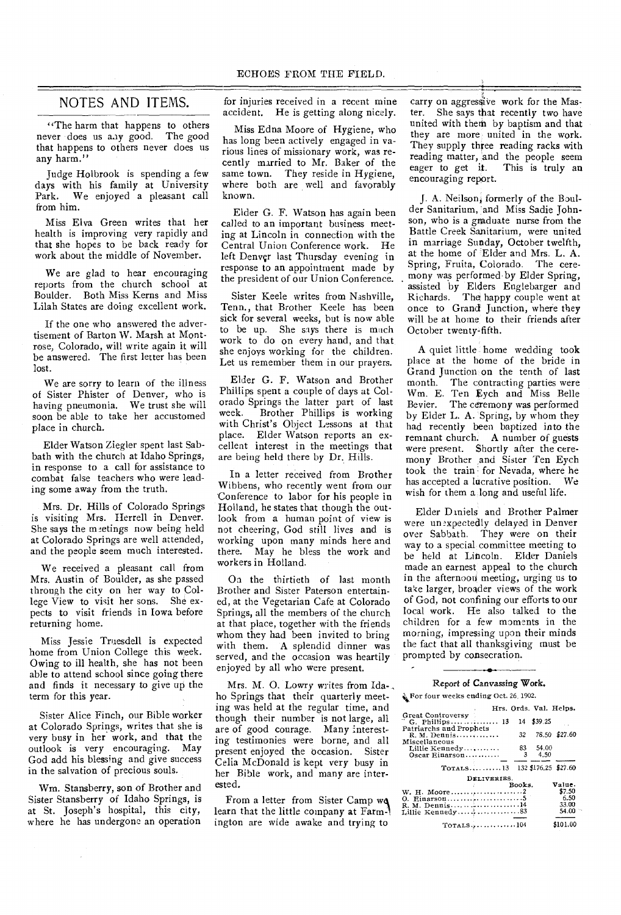## NOTES AND ITEMS.

"The harm that happens to others never does us any good. The good that happens to others never does us any harm."

Judge Holbrook is spending a few days with his family at University Park. We enjoyed a pleasant call from him.

Miss Elva Green writes that her health is improving very rapidly and that she hopes to be back ready for work about the middle of November.

We are glad to hear encouraging reports from the church school at Boulder. Both Miss Kerns and Miss Lilah States are doing excellent work.

If the one who answered the advertisement of Barton W. Marsh at Montrose, Colorado, will write again it will be answered. The first letter has been lost.

We are sorry to learn of the illness of Sister Phister of Denver, who is having pneumonia. We trust she will soon be able to take her accustomed place in church.

Elder Watson Ziegler spent last Sabbath with the church at Idaho Springs, in response to a call for assistance to combat false teachers who were leading some away from the truth.

Mrs. Dr. Hills of Colorado Springs is visiting Mrs. Herrell in Denver. She says the meetings now being held at Colorado Springs are well attended, and the people seem much interested.

We received a pleasant call from Mrs. Austin of Boulder, as she passed through the city on her way to College View to visit her sons. She expects to visit friends in Iowa before returning home.

Miss Jessie Truesdell is expected home from Union College this week. Owing to ill health, she has not been able to attend school since going there and finds it necessary to give up the term for this year.

Sister Alice Finch, our Bible worker at Colorado Springs, writes that she is very busy in her work, and that the outlook is very encouraging. May God add his blessing and give success in the salvation of precious souls.

Wm. Stansberry, son of Brother and Sister Stansberry of Idaho Springs, is at St. Joseph's hospital, this city, where he has undergone an operation for injuries received in a recent mine accident. He is getting along nicely.

Miss Edna Moore of Hygiene, who has long been actively engaged in various lines of missionary work, was recently married to Mr. Baker of the same town. They reside in Hygiene, where both are well and favorably known.

Elder G. F. Watson has again been called to an important business meeting at Lincoln in connection with the Central Union Conference work. He left Denver last Thursday evening in response to an appointment made by the president of our Union Conference.

Sister Keele writes from Nashville, Tenn., that Brother Keele has been sick for several weeks, but is now able to be up. She says there is much work to do on every hand, and that she enjoys working for the children. Let us remember them in our prayers.

Elder G. F. Watson and Brother Phillips spent a couple of days at Colorado Springs the latter part of last week. Brother Phillips is working with Christ's Object Lessons at that place. Elder Watson reports an excellent interest in the meetings that are being held there by Dr. Hills.

In a letter received from Brother Wibbens, who recently went from our Conference to labor for his people in Holland, he states that though the outlook from a human point of view is not cheering, God still lives and is working upon many minds here and there. May he bless the work and workers in Holland.

On the thirtieth of last month Brother and Sister Paterson entertained, at the Vegetarian Cafe at Colorado Springs, all the members of the church at that place, together with the friends whom they had been invited to bring with them. A splendid dinner was served, and the occasion was heartily enjoyed by all who were present.

Mrs. M. O. Lowry writes from Idaho Springs that their quarterly meeting was held at the regular time, and though their number is not large, all are of good courage. Many interesting testimonies were borne, and all present enjoyed the occasion. Sister Celia McDonald is kept very busy in her Bible work, and many are interested.

From a letter from Sister Camp we learn that the little company at Farmington are wide awake and trying to carry on aggressive work for the Master. She says that recently two have united with them by baptism and that they are more united in the work. They supply three reading racks with reading matter, and the people seem eager to get it. This is truly an encouraging report.

J. A. Neilson, formerly of the Boulder Sanitarium, and Miss Sadie Johnson, who is a graduate nurse from the Battle Creek Sanitarium, were united in marriage Sunday, October twelfth, at the home of Elder and Mrs. L. A. Spring, Fruita, Colorado. The ceremony was performed by Elder Spring, assisted by Elders Englebarger and Richards. The happy couple went at once to Grand Junction, where they will be at home to their friends after October twenty-fifth.

A quiet little home wedding took place at the home of the bride in Grand Junction on the tenth of last month. The contracting parties were Wm. E. Ten Eych and Miss Belle Bevier. The ceremony was performed by Elder L. A. Spring, by whom they had recently been baptized into the remnant church. A number of guests were present. Shortly after the ceremony Brother and Sister Ten Eych took the train for Nevada, where he has accepted a lucrative position. We wish for them a long and useful life.

Elder Daniels and Brother Palmer were unexpectedly delayed in Denver over Sabbath. They were on their way to a special committee meeting to be held at Lincoln. Elder Daniels made an earnest appeal to the church in the afternoon meeting, urging us to take larger, broader views of the work of God, not confining our efforts to our local work. He also talked to the children for a few moments in the morning, impressing upon their minds the fact that all thanksgiving must be prompted by consecration.

### Report of Canvassing Work.

For four weeks ending Oct. 26, 1902.

| | Hrs. | Ords. | Val. | Helps. |
|---|---|---|---|---|
| Great Controversy | | | | |
| G. Phillips | 13 | 14 | $39.25 | |
| Patriarchs and Prophets | | | | |
| R. M. Dennis | | 32 | 78.50 | $27.60 |
| Miscellaneous | | | | |
| Lillie Kennedy | | 83 | 54.00 | |
| Oscar Einarson | | 3 | 4.50 | |
| TOTALS | 13 | 132 | $176.25 | $27.60 |

DELIVERIES.

| | Books. | Value. |
|---|---|---|
| W. H. Moore | 2 | $7.50 |
| O. Einarson | 5 | 6.50 |
| R. M. Dennis | 14 | 33.00 |
| Lillie Kennedy | 83 | 54.00 |
| TOTALS | 104 | $101.00 |